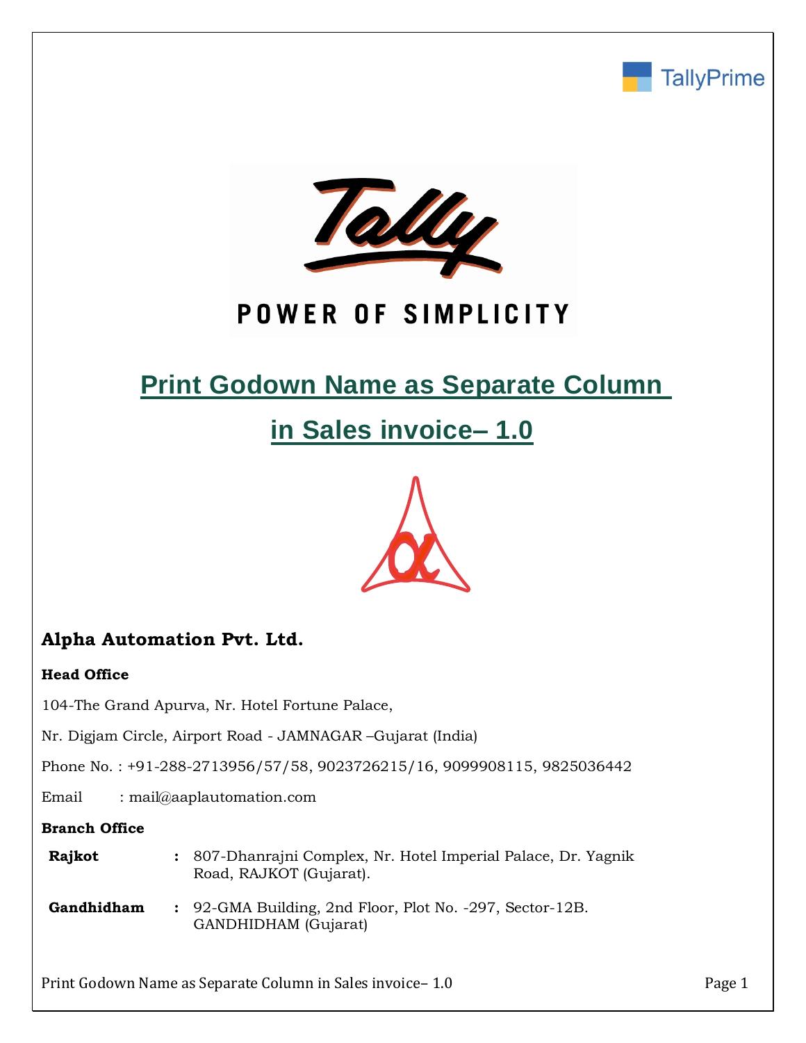TallyPrime

Tally

POWER OF SIMPLICITY

# Print Godown Name as Separate Column in Sales invoice– 1.0

## Alpha Automation Pvt. Ltd.

**Head Office**

104-The Grand Apurva, Nr. Hotel Fortune Palace,

Nr. Digjam Circle, Airport Road - JAMNAGAR –Gujarat (India)

Phone No. : +91-288-2713956/57/58, 9023726215/16, 9099908115, 9825036442

Email : mail@aaplautomation.com

**Branch Office**

| | | |
|---|---|---|
| **Rajkot** | : | 807-Dhanrajni Complex, Nr. Hotel Imperial Palace, Dr. Yagnik Road, RAJKOT (Gujarat). |
| **Gandhidham** | : | 92-GMA Building, 2nd Floor, Plot No. -297, Sector-12B. GANDHIDHAM (Gujarat) |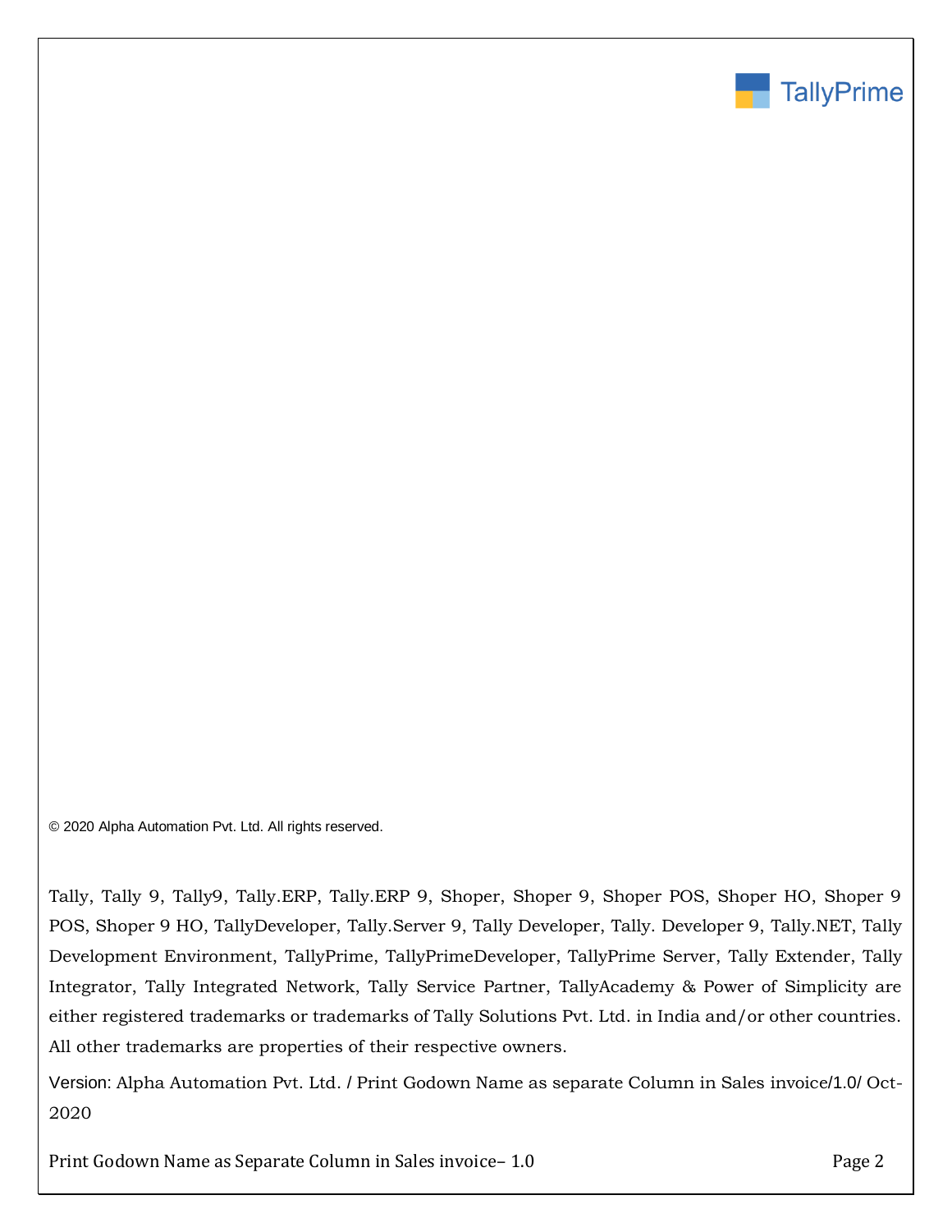© 2020 Alpha Automation Pvt. Ltd. All rights reserved.

Tally, Tally 9, Tally9, Tally.ERP, Tally.ERP 9, Shoper, Shoper 9, Shoper POS, Shoper HO, Shoper 9 POS, Shoper 9 HO, TallyDeveloper, Tally.Server 9, Tally Developer, Tally. Developer 9, Tally.NET, Tally Development Environment, TallyPrime, TallyPrimeDeveloper, TallyPrime Server, Tally Extender, Tally Integrator, Tally Integrated Network, Tally Service Partner, TallyAcademy & Power of Simplicity are either registered trademarks or trademarks of Tally Solutions Pvt. Ltd. in India and/or other countries. All other trademarks are properties of their respective owners.

Version: Alpha Automation Pvt. Ltd. / Print Godown Name as separate Column in Sales invoice/1.0/ Oct-2020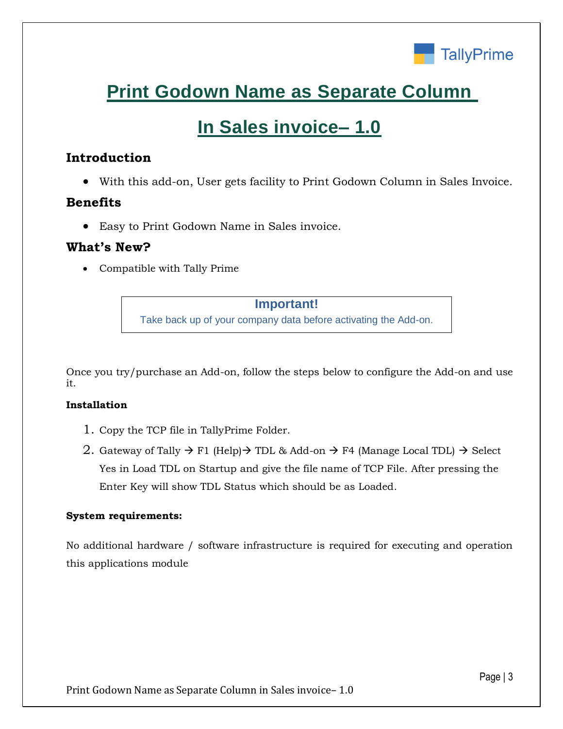# Print Godown Name as Separate Column In Sales invoice– 1.0

## Introduction

- With this add-on, User gets facility to Print Godown Column in Sales Invoice.

## Benefits

- Easy to Print Godown Name in Sales invoice.

## What's New?

- Compatible with Tally Prime

> **Important!**
> Take back up of your company data before activating the Add-on.

Once you try/purchase an Add-on, follow the steps below to configure the Add-on and use it.

**Installation**

1. Copy the TCP file in TallyPrime Folder.
2. Gateway of Tally → F1 (Help)→ TDL & Add-on → F4 (Manage Local TDL) → Select Yes in Load TDL on Startup and give the file name of TCP File. After pressing the Enter Key will show TDL Status which should be as Loaded.

**System requirements:**

No additional hardware / software infrastructure is required for executing and operation this applications module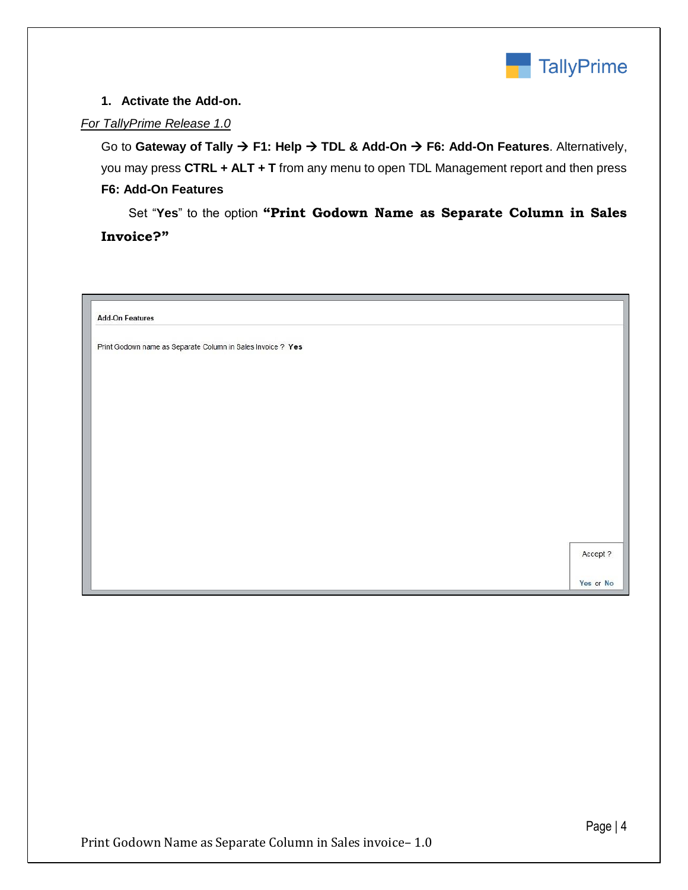1. **Activate the Add-on.**

*For TallyPrime Release 1.0*

Go to **Gateway of Tally → F1: Help → TDL & Add-On → F6: Add-On Features**. Alternatively, you may press **CTRL + ALT + T** from any menu to open TDL Management report and then press **F6: Add-On Features**

Set "**Yes**" to the option **"Print Godown Name as Separate Column in Sales Invoice?"**

Add-On Features

Print Godown name as Separate Column in Sales Invoice ? **Yes**

Accept ?

Yes or No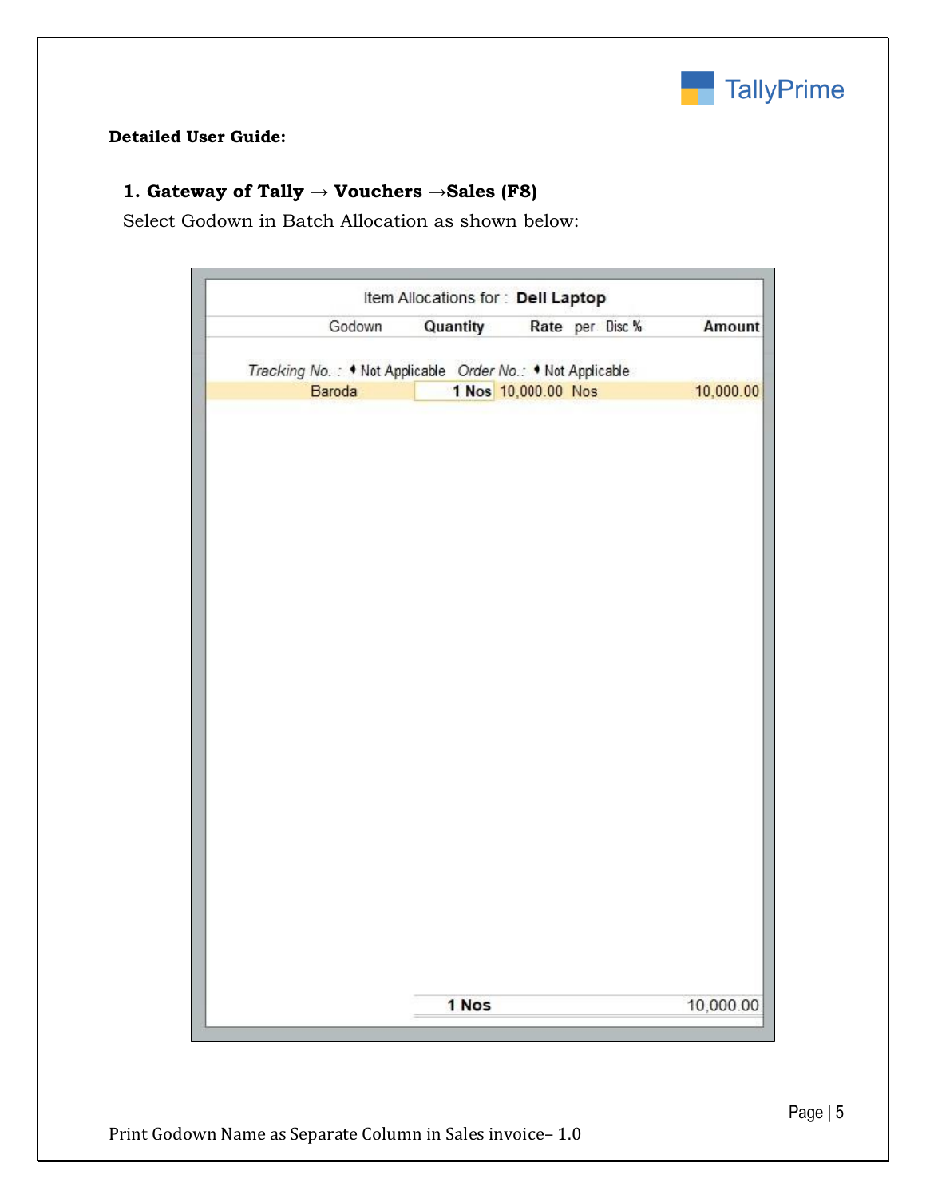**Detailed User Guide:**

**1. Gateway of Tally → Vouchers →Sales (F8)**

Select Godown in Batch Allocation as shown below:

Item Allocations for : **Dell Laptop**

| Godown | Quantity | Rate | per | Disc % | Amount |
|---|---|---|---|---|---|
| *Tracking No. :* ♦ Not Applicable *Order No.:* ♦ Not Applicable | | | | | |
| Baroda | 1 Nos | 10,000.00 | Nos | | 10,000.00 |
| | **1 Nos** | | | | 10,000.00 |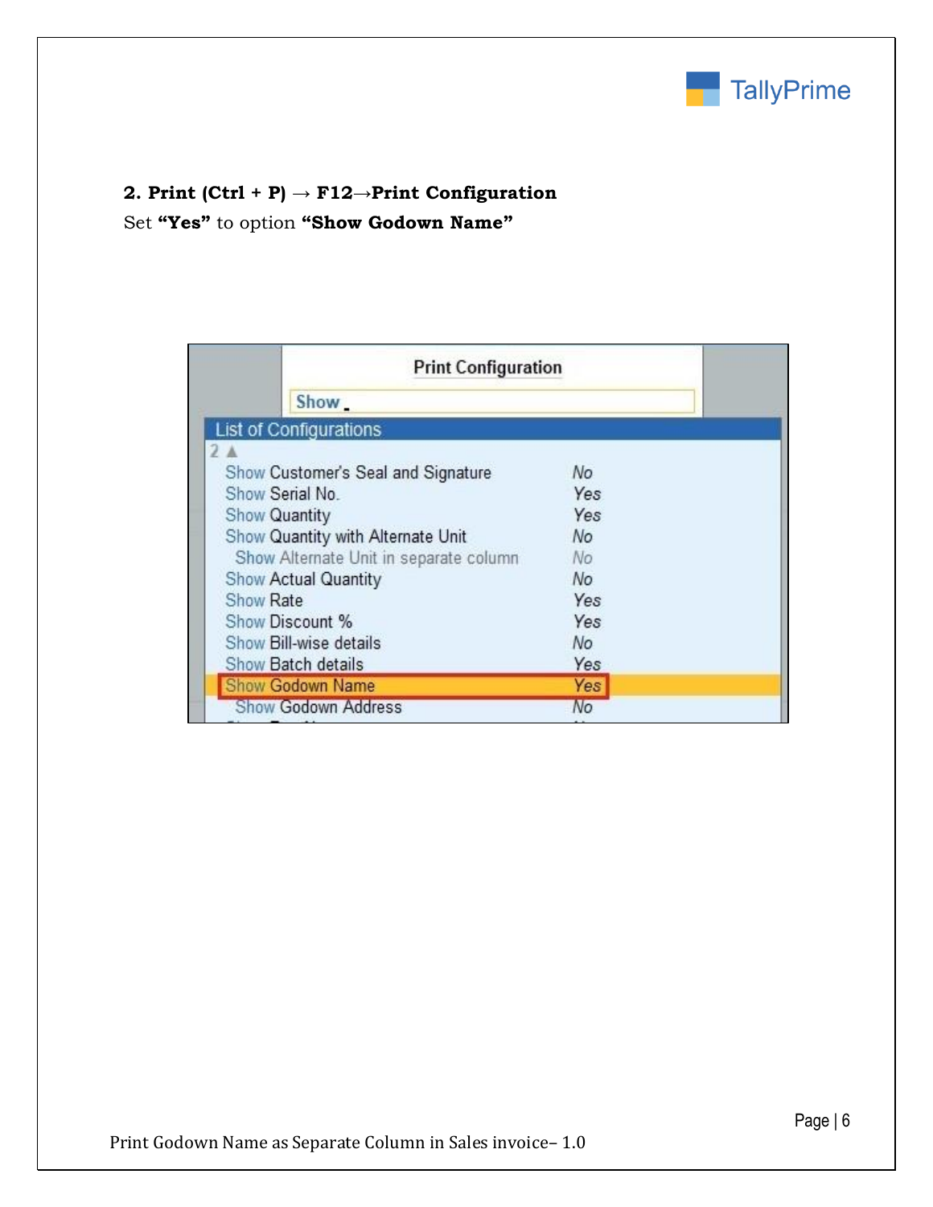**2. Print (Ctrl + P) → F12→Print Configuration**

Set **"Yes"** to option **"Show Godown Name"**

Print Configuration

Show

List of Configurations

| | |
|---|---|
| Show Customer's Seal and Signature | No |
| Show Serial No. | Yes |
| Show Quantity | Yes |
| Show Quantity with Alternate Unit | No |
| Show Alternate Unit in separate column | No |
| Show Actual Quantity | No |
| Show Rate | Yes |
| Show Discount % | Yes |
| Show Bill-wise details | No |
| Show Batch details | Yes |
| Show Godown Name | Yes |
| Show Godown Address | No |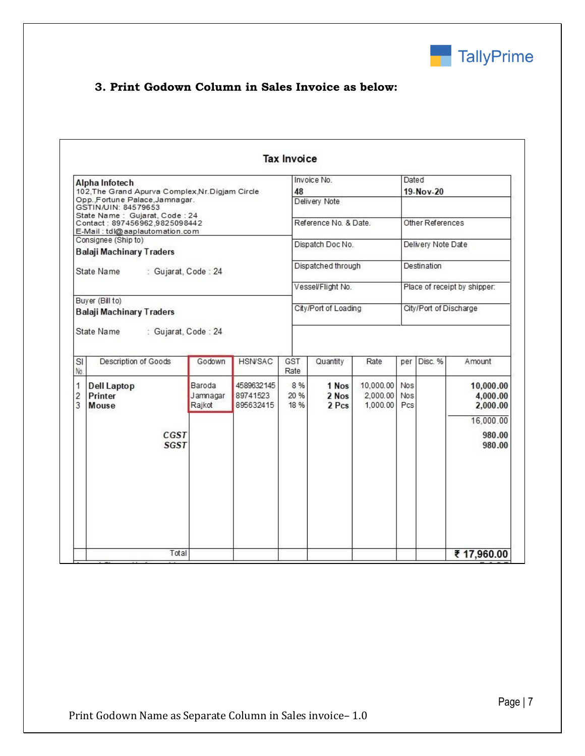### 3. Print Godown Column in Sales Invoice as below:

**Tax Invoice**

| | | | |
|---|---|---|---|
| **Alpha Infotech**<br>102,The Grand Apurva Complex,Nr.Digjam Circle<br>Opp.,Fortune Palace,Jamnagar.<br>GSTIN/UIN: 84579653<br>State Name : Gujarat, Code : 24<br>Contact : 897456962,9825098442<br>E-Mail : tdl@aaplautomation.com | Invoice No.<br>**48** | Dated<br>**19-Nov-20** |
| | Delivery Note | |
| | Reference No. & Date. | Other References |
| Consignee (Ship to)<br>**Balaji Machinary Traders**<br>State Name : Gujarat, Code : 24 | Dispatch Doc No. | Delivery Note Date |
| | Dispatched through | Destination |
| | Vessel/Flight No. | Place of receipt by shipper: |
| Buyer (Bill to)<br>**Balaji Machinary Traders**<br>State Name : Gujarat, Code : 24 | City/Port of Loading | City/Port of Discharge |

| Sl No. | Description of Goods | Godown | HSN/SAC | GST Rate | Quantity | Rate | per | Disc. % | Amount |
|---|---|---|---|---|---|---|---|---|---|
| 1 | **Dell Laptop** | Baroda | 4589632145 | 8 % | **1 Nos** | 10,000.00 | Nos | | **10,000.00** |
| 2 | **Printer** | Jamnagar | 89741523 | 20 % | **2 Nos** | 2,000.00 | Nos | | **4,000.00** |
| 3 | **Mouse** | Rajkot | 895632415 | 18 % | **2 Pcs** | 1,000.00 | Pcs | | **2,000.00** |
| | | | | | | | | | 16,000.00 |
| | ***CGST*** | | | | | | | | **980.00** |
| | ***SGST*** | | | | | | | | **980.00** |
| | Total | | | | | | | | **₹ 17,960.00** |

Print Godown Name as Separate Column in Sales invoice– 1.0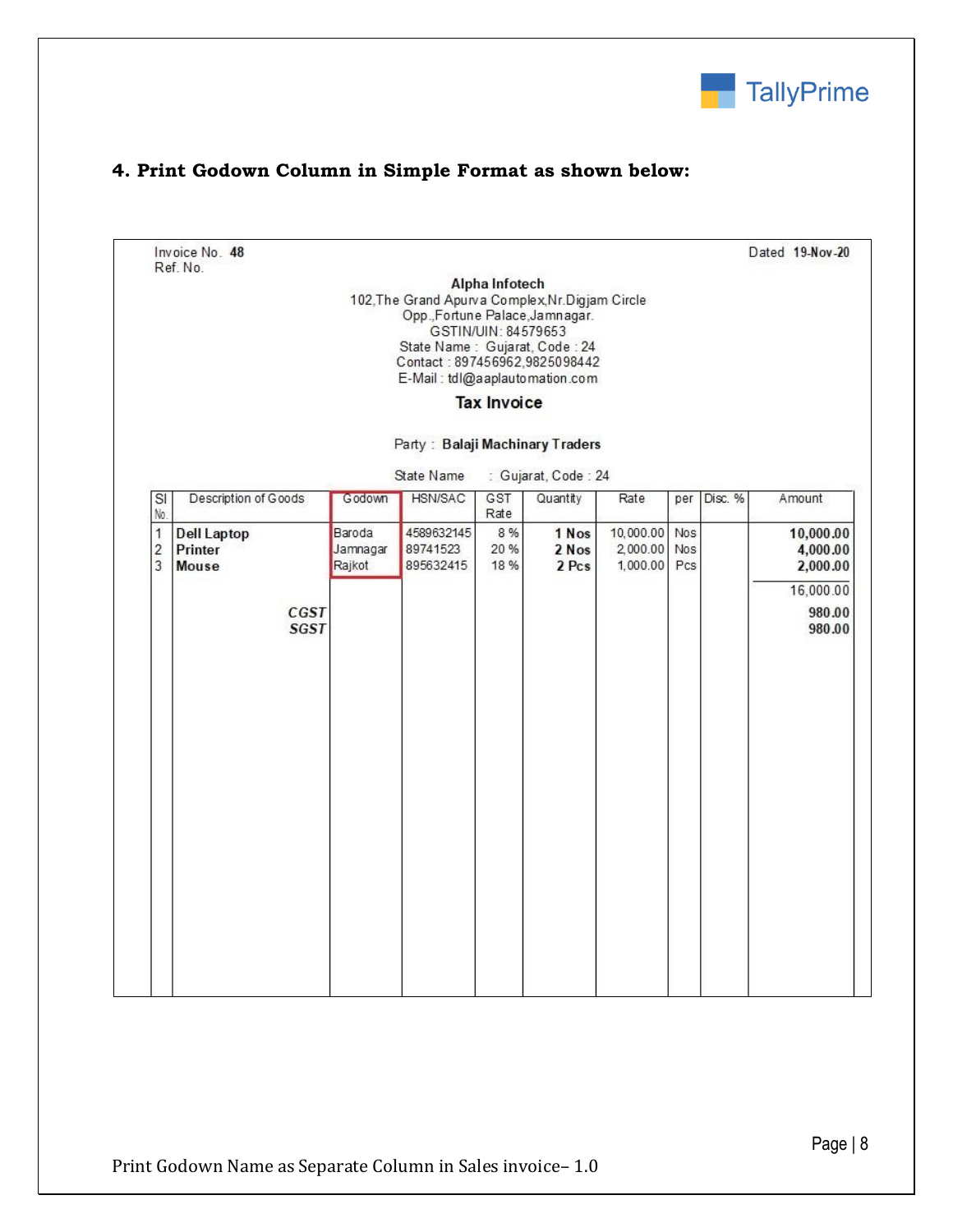## 4. Print Godown Column in Simple Format as shown below:

Invoice No. **48** Dated **19-Nov-20**
Ref. No.

**Alpha Infotech**
102,The Grand Apurva Complex,Nr.Digjam Circle
Opp.,Fortune Palace,Jamnagar.
GSTIN/UIN: 84579653
State Name : Gujarat, Code : 24
Contact : 897456962,9825098442
E-Mail : tdl@aaplautomation.com

**Tax Invoice**

Party : **Balaji Machinary Traders**

State Name : Gujarat, Code : 24

| Sl No. | Description of Goods | Godown | HSN/SAC | GST Rate | Quantity | Rate | per | Disc. % | Amount |
|---|---|---|---|---|---|---|---|---|---|
| 1 | **Dell Laptop** | Baroda | 4589632145 | 8 % | **1 Nos** | 10,000.00 | Nos | | **10,000.00** |
| 2 | **Printer** | Jamnagar | 89741523 | 20 % | **2 Nos** | 2,000.00 | Nos | | **4,000.00** |
| 3 | **Mouse** | Rajkot | 895632415 | 18 % | **2 Pcs** | 1,000.00 | Pcs | | **2,000.00** |
| | | | | | | | | | 16,000.00 |
| | ***CGST*** | | | | | | | | **980.00** |
| | ***SGST*** | | | | | | | | **980.00** |

Print Godown Name as Separate Column in Sales invoice– 1.0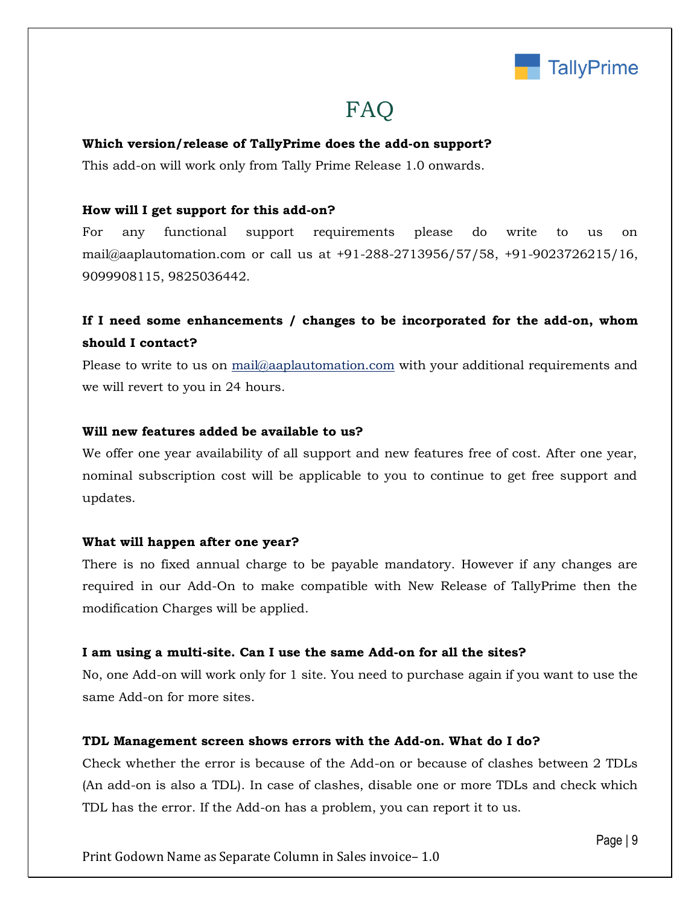# FAQ

**Which version/release of TallyPrime does the add-on support?**

This add-on will work only from Tally Prime Release 1.0 onwards.

**How will I get support for this add-on?**

For any functional support requirements please do write to us on mail@aaplautomation.com or call us at +91-288-2713956/57/58, +91-9023726215/16, 9099908115, 9825036442.

**If I need some enhancements / changes to be incorporated for the add-on, whom should I contact?**

Please to write to us on mail@aaplautomation.com with your additional requirements and we will revert to you in 24 hours.

**Will new features added be available to us?**

We offer one year availability of all support and new features free of cost. After one year, nominal subscription cost will be applicable to you to continue to get free support and updates.

**What will happen after one year?**

There is no fixed annual charge to be payable mandatory. However if any changes are required in our Add-On to make compatible with New Release of TallyPrime then the modification Charges will be applied.

**I am using a multi-site. Can I use the same Add-on for all the sites?**

No, one Add-on will work only for 1 site. You need to purchase again if you want to use the same Add-on for more sites.

**TDL Management screen shows errors with the Add-on. What do I do?**

Check whether the error is because of the Add-on or because of clashes between 2 TDLs (An add-on is also a TDL). In case of clashes, disable one or more TDLs and check which TDL has the error. If the Add-on has a problem, you can report it to us.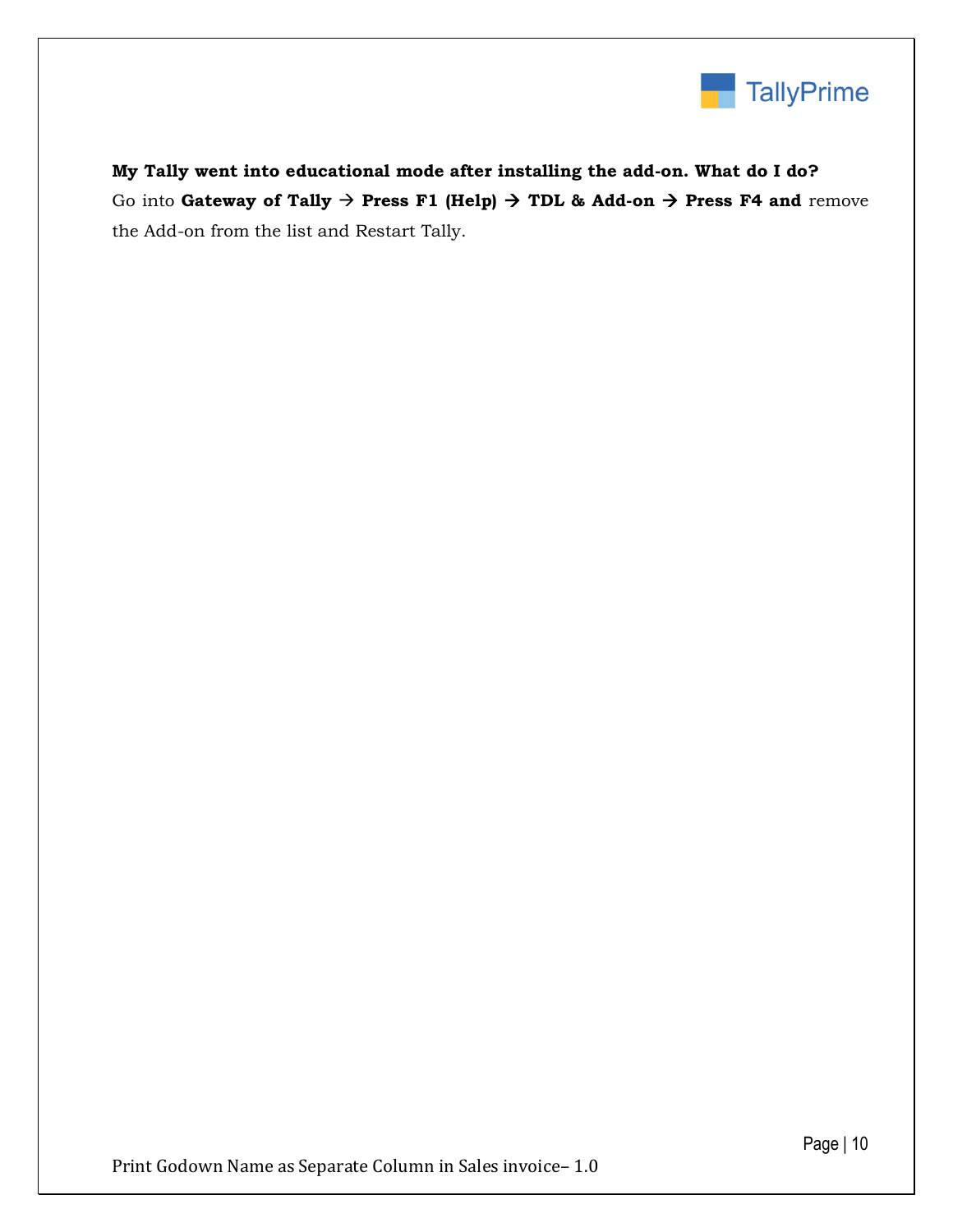**My Tally went into educational mode after installing the add-on. What do I do?**

Go into **Gateway of Tally → Press F1 (Help) → TDL & Add-on → Press F4 and** remove the Add-on from the list and Restart Tally.